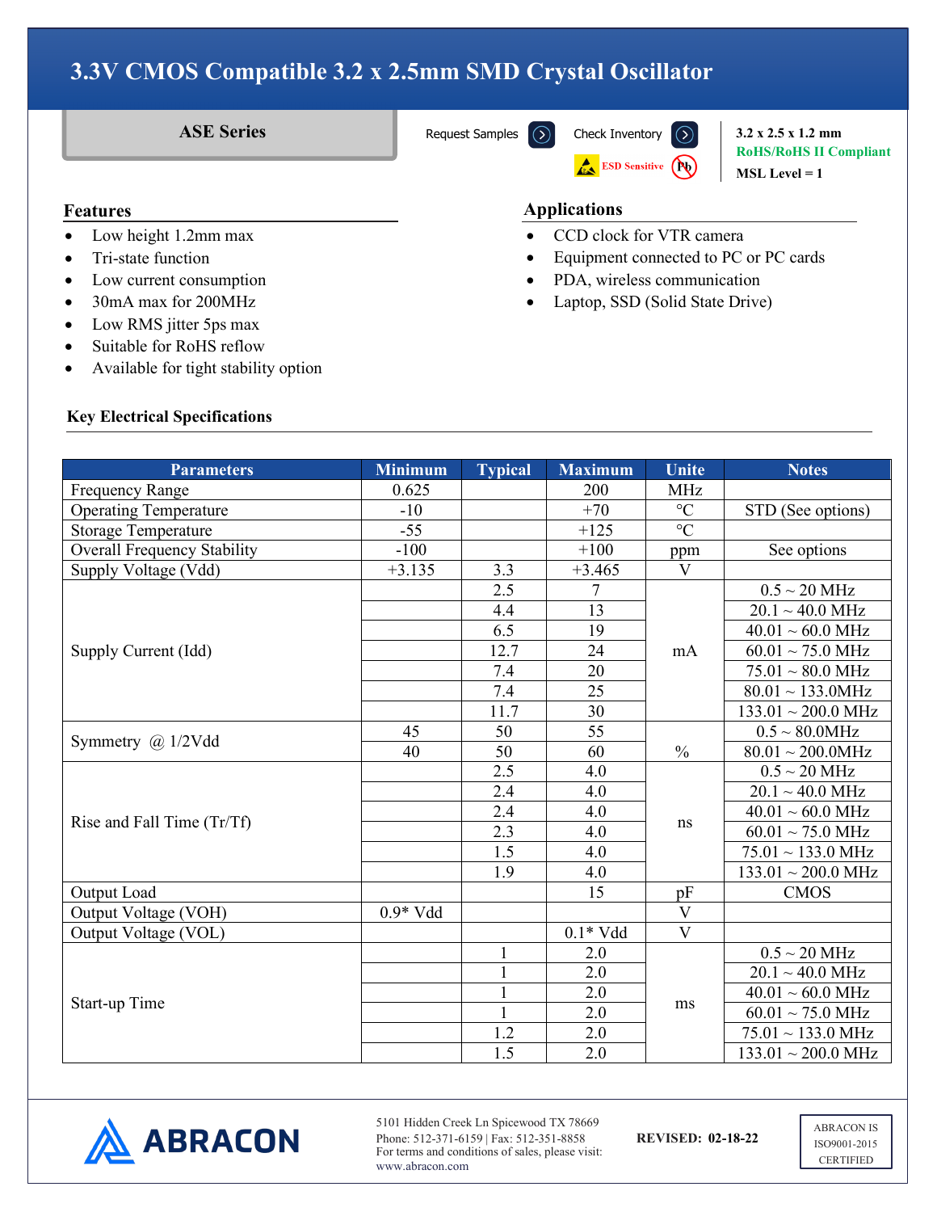# 3.3V CMOS Compatible 3.2 x 2.5mm SMD Crystal Oscillator

## ASE Series

Request Samples | Check Inventory

ESD Sensitive | Pb

**3.2 x 2.5 x 1.2 mm**
**RoHS/RoHS II Compliant**
**MSL Level = 1**

## Features

- Low height 1.2mm max
- Tri-state function
- Low current consumption
- 30mA max for 200MHz
- Low RMS jitter 5ps max
- Suitable for RoHS reflow
- Available for tight stability option

## Applications

- CCD clock for VTR camera
- Equipment connected to PC or PC cards
- PDA, wireless communication
- Laptop, SSD (Solid State Drive)

### Key Electrical Specifications

| Parameters | Minimum | Typical | Maximum | Unite | Notes |
|---|---|---|---|---|---|
| Frequency Range | 0.625 | | 200 | MHz | |
| Operating Temperature | -10 | | +70 | °C | STD (See options) |
| Storage Temperature | -55 | | +125 | °C | |
| Overall Frequency Stability | -100 | | +100 | ppm | See options |
| Supply Voltage (Vdd) | +3.135 | 3.3 | +3.465 | V | |
| Supply Current (Idd) | | 2.5 | 7 | mA | 0.5 ~ 20 MHz |
| | | 4.4 | 13 | | 20.1 ~ 40.0 MHz |
| | | 6.5 | 19 | | 40.01 ~ 60.0 MHz |
| | | 12.7 | 24 | | 60.01 ~ 75.0 MHz |
| | | 7.4 | 20 | | 75.01 ~ 80.0 MHz |
| | | 7.4 | 25 | | 80.01 ~ 133.0MHz |
| | | 11.7 | 30 | | 133.01 ~ 200.0 MHz |
| Symmetry @ 1/2Vdd | 45 | 50 | 55 | % | 0.5 ~ 80.0MHz |
| | 40 | 50 | 60 | | 80.01 ~ 200.0MHz |
| Rise and Fall Time (Tr/Tf) | | 2.5 | 4.0 | ns | 0.5 ~ 20 MHz |
| | | 2.4 | 4.0 | | 20.1 ~ 40.0 MHz |
| | | 2.4 | 4.0 | | 40.01 ~ 60.0 MHz |
| | | 2.3 | 4.0 | | 60.01 ~ 75.0 MHz |
| | | 1.5 | 4.0 | | 75.01 ~ 133.0 MHz |
| | | 1.9 | 4.0 | | 133.01 ~ 200.0 MHz |
| Output Load | | | 15 | pF | CMOS |
| Output Voltage (VOH) | 0.9* Vdd | | | V | |
| Output Voltage (VOL) | | | 0.1* Vdd | V | |
| Start-up Time | | 1 | 2.0 | ms | 0.5 ~ 20 MHz |
| | | 1 | 2.0 | | 20.1 ~ 40.0 MHz |
| | | 1 | 2.0 | | 40.01 ~ 60.0 MHz |
| | | 1 | 2.0 | | 60.01 ~ 75.0 MHz |
| | | 1.2 | 2.0 | | 75.01 ~ 133.0 MHz |
| | | 1.5 | 2.0 | | 133.01 ~ 200.0 MHz |

ABRACON

5101 Hidden Creek Ln Spicewood TX 78669
Phone: 512-371-6159 | Fax: 512-351-8858
For terms and conditions of sales, please visit: www.abracon.com

**REVISED: 02-18-22**

ABRACON IS ISO9001-2015 CERTIFIED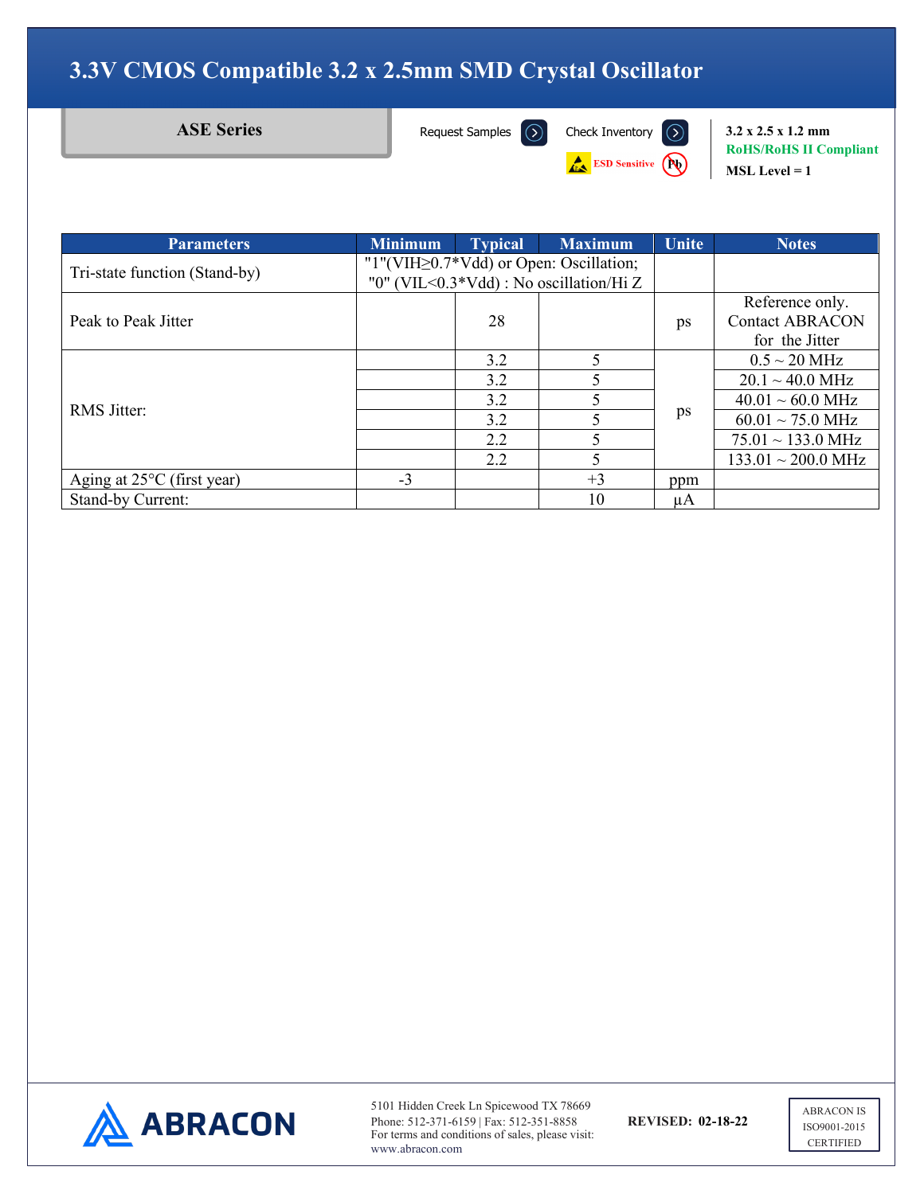# 3.3V CMOS Compatible 3.2 x 2.5mm SMD Crystal Oscillator

**ASE Series**

Request Samples | Check Inventory

ESD Sensitive | Pb

**3.2 x 2.5 x 1.2 mm**
**RoHS/RoHS II Compliant**
**MSL Level = 1**

| Parameters | Minimum | Typical | Maximum | Unite | Notes |
|---|---|---|---|---|---|
| Tri-state function (Stand-by) | "1"(VIH≥0.7*Vdd) or Open: Oscillation; "0" (VIL<0.3*Vdd) : No oscillation/Hi Z | | | | |
| Peak to Peak Jitter | | 28 | | ps | Reference only. Contact ABRACON for the Jitter |
| RMS Jitter: | | 3.2 | 5 | ps | 0.5 ~ 20 MHz |
| | | 3.2 | 5 | | 20.1 ~ 40.0 MHz |
| | | 3.2 | 5 | | 40.01 ~ 60.0 MHz |
| | | 3.2 | 5 | | 60.01 ~ 75.0 MHz |
| | | 2.2 | 5 | | 75.01 ~ 133.0 MHz |
| | | 2.2 | 5 | | 133.01 ~ 200.0 MHz |
| Aging at 25°C (first year) | -3 | | +3 | ppm | |
| Stand-by Current: | | | 10 | µA | |

ABRACON

5101 Hidden Creek Ln Spicewood TX 78669
Phone: 512-371-6159 | Fax: 512-351-8858
For terms and conditions of sales, please visit: www.abracon.com

**REVISED: 02-18-22**

ABRACON IS ISO9001-2015 CERTIFIED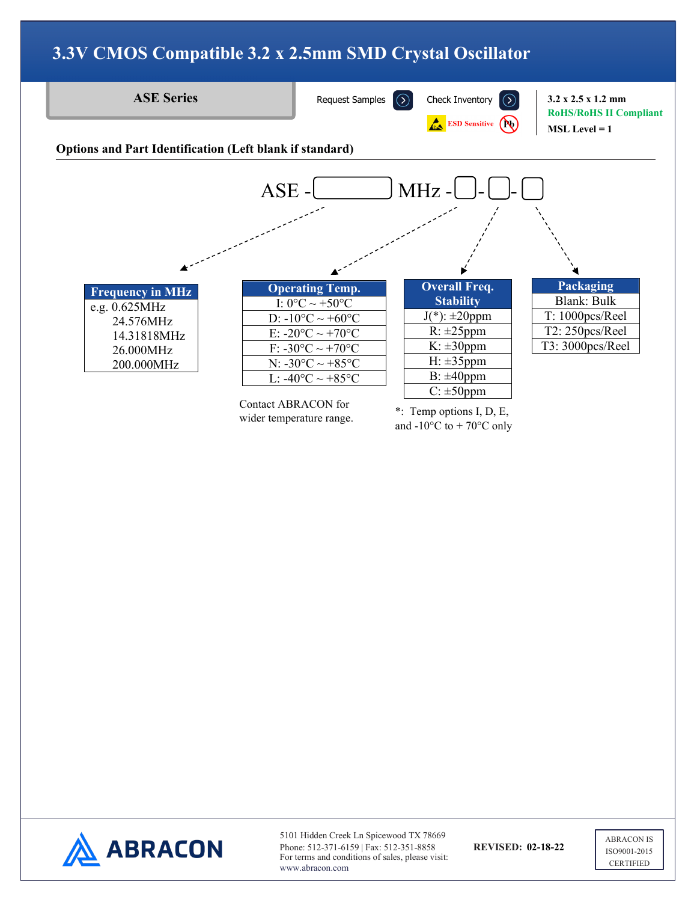# 3.3V CMOS Compatible 3.2 x 2.5mm SMD Crystal Oscillator

**ASE Series**

Request Samples | Check Inventory

ESD Sensitive | Pb

**3.2 x 2.5 x 1.2 mm**
**RoHS/RoHS II Compliant**
**MSL Level = 1**

## Options and Part Identification (Left blank if standard)

ASE - [ ] MHz - [ ] - [ ] - [ ]

| Frequency in MHz |
|---|
| e.g. 0.625MHz |
| 24.576MHz |
| 14.31818MHz |
| 26.000MHz |
| 200.000MHz |

| Operating Temp. |
|---|
| I: 0°C ~ +50°C |
| D: -10°C ~ +60°C |
| E: -20°C ~ +70°C |
| F: -30°C ~ +70°C |
| N: -30°C ~ +85°C |
| L: -40°C ~ +85°C |

Contact ABRACON for wider temperature range.

| Overall Freq. Stability |
|---|
| J(*): ±20ppm |
| R: ±25ppm |
| K: ±30ppm |
| H: ±35ppm |
| B: ±40ppm |
| C: ±50ppm |

*: Temp options I, D, E, and -10°C to + 70°C only

| Packaging |
|---|
| Blank: Bulk |
| T: 1000pcs/Reel |
| T2: 250pcs/Reel |
| T3: 3000pcs/Reel |

ABRACON

5101 Hidden Creek Ln Spicewood TX 78669
Phone: 512-371-6159 | Fax: 512-351-8858
For terms and conditions of sales, please visit:
www.abracon.com

**REVISED: 02-18-22**

ABRACON IS ISO9001-2015 CERTIFIED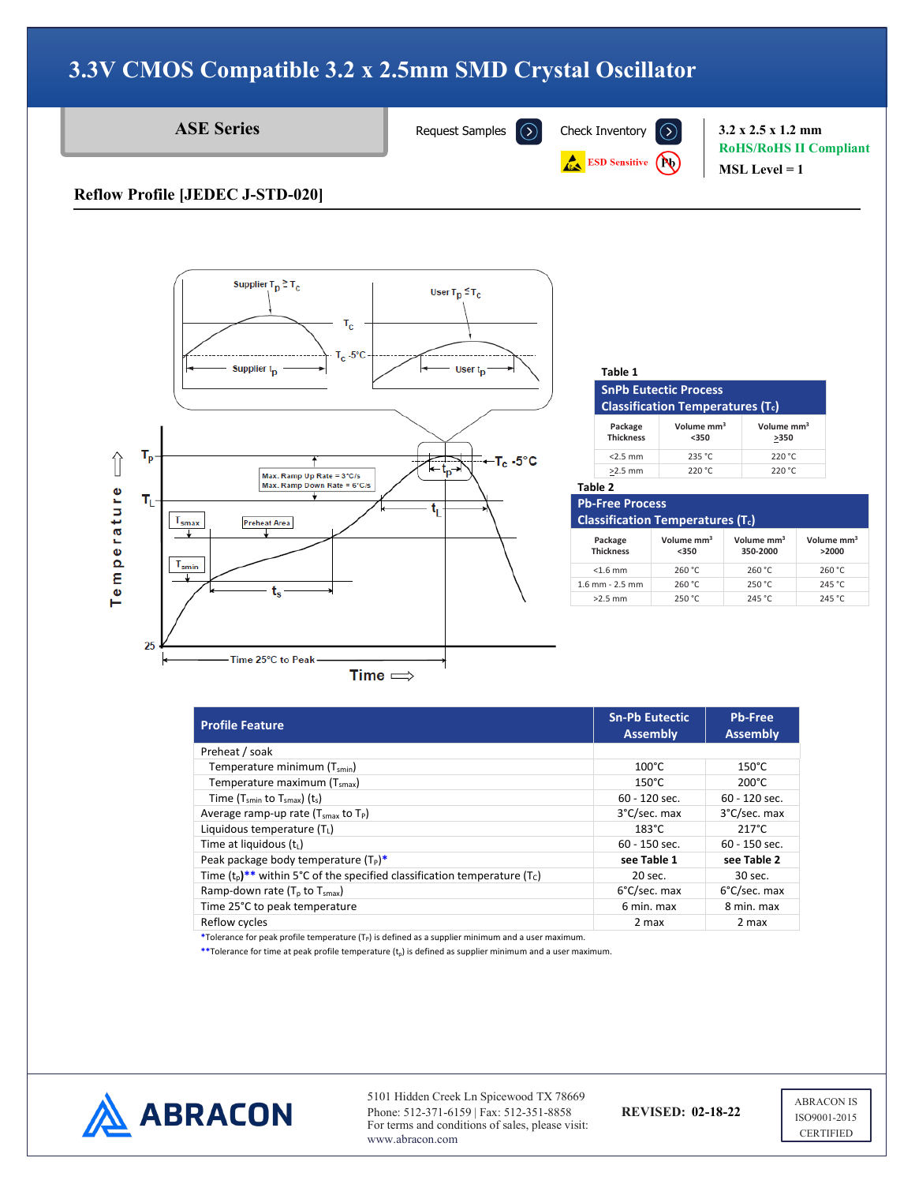# 3.3V CMOS Compatible 3.2 x 2.5mm SMD Crystal Oscillator

**ASE Series**

Request Samples | Check Inventory

ESD Sensitive | Pb

**3.2 x 2.5 x 1.2 mm**
**RoHS/RoHS II Compliant**
**MSL Level = 1**

## Reflow Profile [JEDEC J-STD-020]

**Table 1**

| SnPb Eutectic Process Classification Temperatures ($T_c$) | | |
|---|---|---|
| Package Thickness | Volume mm³ <350 | Volume mm³ ≥350 |
| <2.5 mm | 235 °C | 220 °C |
| ≥2.5 mm | 220 °C | 220 °C |

**Table 2**

| Pb-Free Process Classification Temperatures ($T_c$) | | | |
|---|---|---|---|
| Package Thickness | Volume mm³ <350 | Volume mm³ 350-2000 | Volume mm³ >2000 |
| <1.6 mm | 260 °C | 260 °C | 260 °C |
| 1.6 mm - 2.5 mm | 260 °C | 250 °C | 245 °C |
| >2.5 mm | 250 °C | 245 °C | 245 °C |

| Profile Feature | Sn-Pb Eutectic Assembly | Pb-Free Assembly |
|---|---|---|
| Preheat / soak | | |
| Temperature minimum ($T_{smin}$) | 100°C | 150°C |
| Temperature maximum ($T_{smax}$) | 150°C | 200°C |
| Time ($T_{smin}$ to $T_{smax}$) ($t_s$) | 60 - 120 sec. | 60 - 120 sec. |
| Average ramp-up rate ($T_{smax}$ to $T_P$) | 3°C/sec. max | 3°C/sec. max |
| Liquidous temperature ($T_L$) | 183°C | 217°C |
| Time at liquidous ($t_L$) | 60 - 150 sec. | 60 - 150 sec. |
| Peak package body temperature ($T_P$)* | **see Table 1** | **see Table 2** |
| Time ($t_p$)** within 5°C of the specified classification temperature ($T_c$) | 20 sec. | 30 sec. |
| Ramp-down rate ($T_p$ to $T_{smax}$) | 6°C/sec. max | 6°C/sec. max |
| Time 25°C to peak temperature | 6 min. max | 8 min. max |
| Reflow cycles | 2 max | 2 max |

*Tolerance for peak profile temperature ($T_P$) is defined as a supplier minimum and a user maximum.

**Tolerance for time at peak profile temperature ($t_p$) is defined as supplier minimum and a user maximum.

5101 Hidden Creek Ln Spicewood TX 78669
Phone: 512-371-6159 | Fax: 512-351-8858
For terms and conditions of sales, please visit: www.abracon.com

**REVISED: 02-18-22**

ABRACON IS ISO9001-2015 CERTIFIED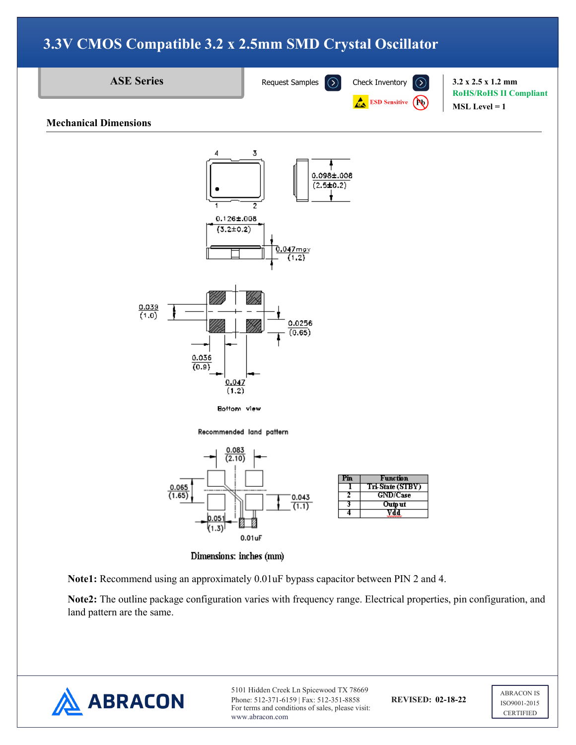# 3.3V CMOS Compatible 3.2 x 2.5mm SMD Crystal Oscillator

## ASE Series

Request Samples | Check Inventory

ESD Sensitive | Pb

3.2 x 2.5 x 1.2 mm
RoHS/RoHS II Compliant
MSL Level = 1

### Mechanical Dimensions

0.098±.008 (2.5±0.2)

0.126±.008 (3.2±0.2)

0.047max (1.2)

0.039 (1.0)

0.0256 (0.65)

0.036 (0.9)

0.047 (1.2)

Bottom view

Recommended land pattern

0.083 (2.10)

0.065 (1.65)

0.043 (1.1)

0.051 (1.3)

0.01uF

| Pin | Function |
|---|---|
| 1 | Tri-State (STBY) |
| 2 | GND/Case |
| 3 | Output |
| 4 | Vdd |

Dimensions: inches (mm)

**Note1:** Recommend using an approximately 0.01uF bypass capacitor between PIN 2 and 4.

**Note2:** The outline package configuration varies with frequency range. Electrical properties, pin configuration, and land pattern are the same.

ABRACON

5101 Hidden Creek Ln Spicewood TX 78669
Phone: 512-371-6159 | Fax: 512-351-8858
For terms and conditions of sales, please visit:
www.abracon.com

**REVISED: 02-18-22**

ABRACON IS ISO9001-2015 CERTIFIED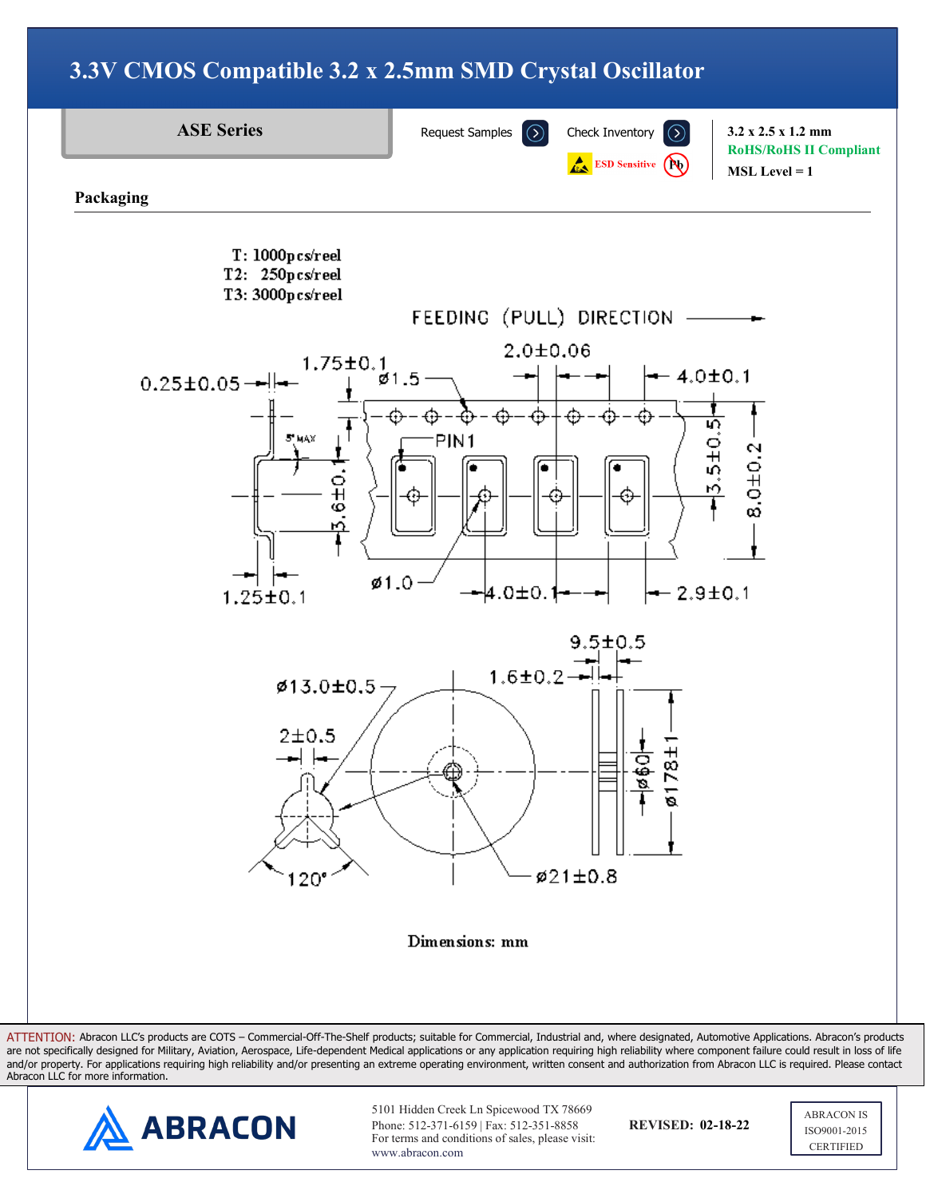# 3.3V CMOS Compatible 3.2 x 2.5mm SMD Crystal Oscillator

**ASE Series**

Request Samples

Check Inventory

ESD Sensitive

3.2 x 2.5 x 1.2 mm
RoHS/RoHS II Compliant
MSL Level = 1

## Packaging

T: 1000pcs/reel
T2: 250pcs/reel
T3: 3000pcs/reel

FEEDING (PULL) DIRECTION

2.0±0.06
1.75±0.1
0.25±0.05
ø1.5
4.0±0.1
PIN1
5° MAX
3.6±0.1
3.5±0.5
8.0±0.2
1.25±0.1
ø1.0
4.0±0.1
2.9±0.1

9.5±0.5
1.6±0.2
ø13.0±0.5
2±0.5
ø60
ø178±1
120°
ø21±0.8

Dimensions: mm

ATTENTION: Abracon LLC's products are COTS – Commercial-Off-The-Shelf products; suitable for Commercial, Industrial and, where designated, Automotive Applications. Abracon's products are not specifically designed for Military, Aviation, Aerospace, Life-dependent Medical applications or any application requiring high reliability where component failure could result in loss of life and/or property. For applications requiring high reliability and/or presenting an extreme operating environment, written consent and authorization from Abracon LLC is required. Please contact Abracon LLC for more information.

ABRACON

5101 Hidden Creek Ln Spicewood TX 78669
Phone: 512-371-6159 | Fax: 512-351-8858
For terms and conditions of sales, please visit:
www.abracon.com

REVISED: 02-18-22

ABRACON IS ISO9001-2015 CERTIFIED